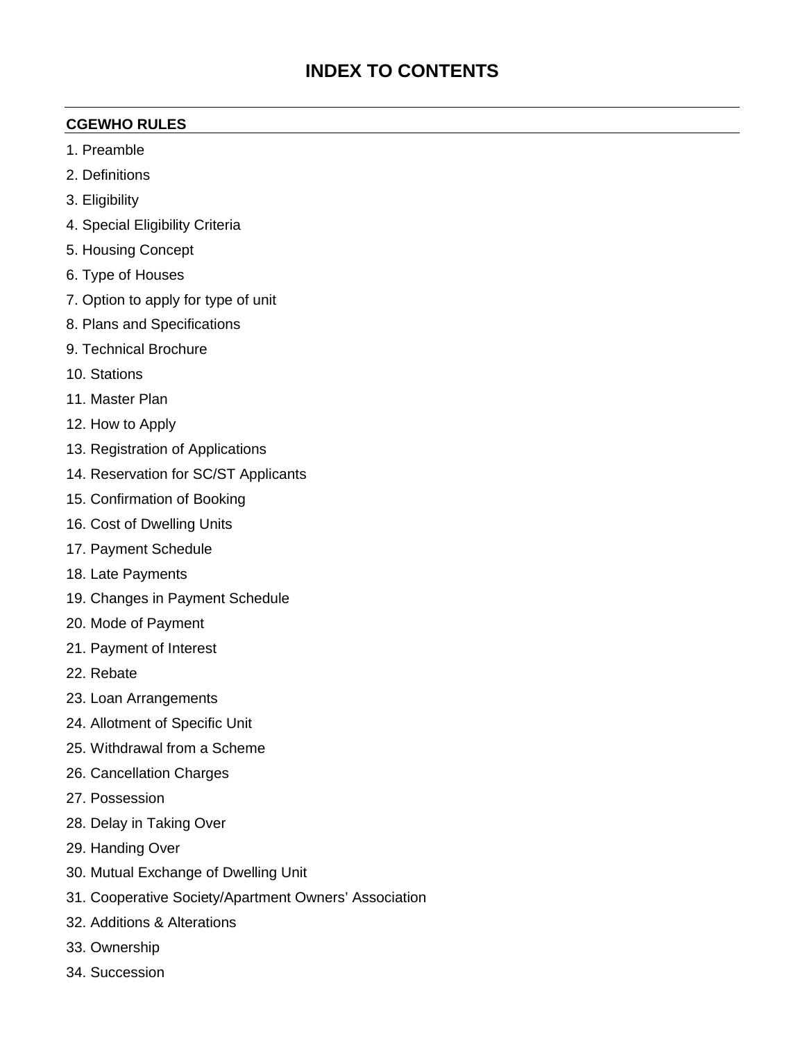# INDEX TO CONTENTS

## CGEWHO RULES

1. Preamble
2. Definitions
3. Eligibility
4. Special Eligibility Criteria
5. Housing Concept
6. Type of Houses
7. Option to apply for type of unit
8. Plans and Specifications
9. Technical Brochure
10. Stations
11. Master Plan
12. How to Apply
13. Registration of Applications
14. Reservation for SC/ST Applicants
15. Confirmation of Booking
16. Cost of Dwelling Units
17. Payment Schedule
18. Late Payments
19. Changes in Payment Schedule
20. Mode of Payment
21. Payment of Interest
22. Rebate
23. Loan Arrangements
24. Allotment of Specific Unit
25. Withdrawal from a Scheme
26. Cancellation Charges
27. Possession
28. Delay in Taking Over
29. Handing Over
30. Mutual Exchange of Dwelling Unit
31. Cooperative Society/Apartment Owners' Association
32. Additions & Alterations
33. Ownership
34. Succession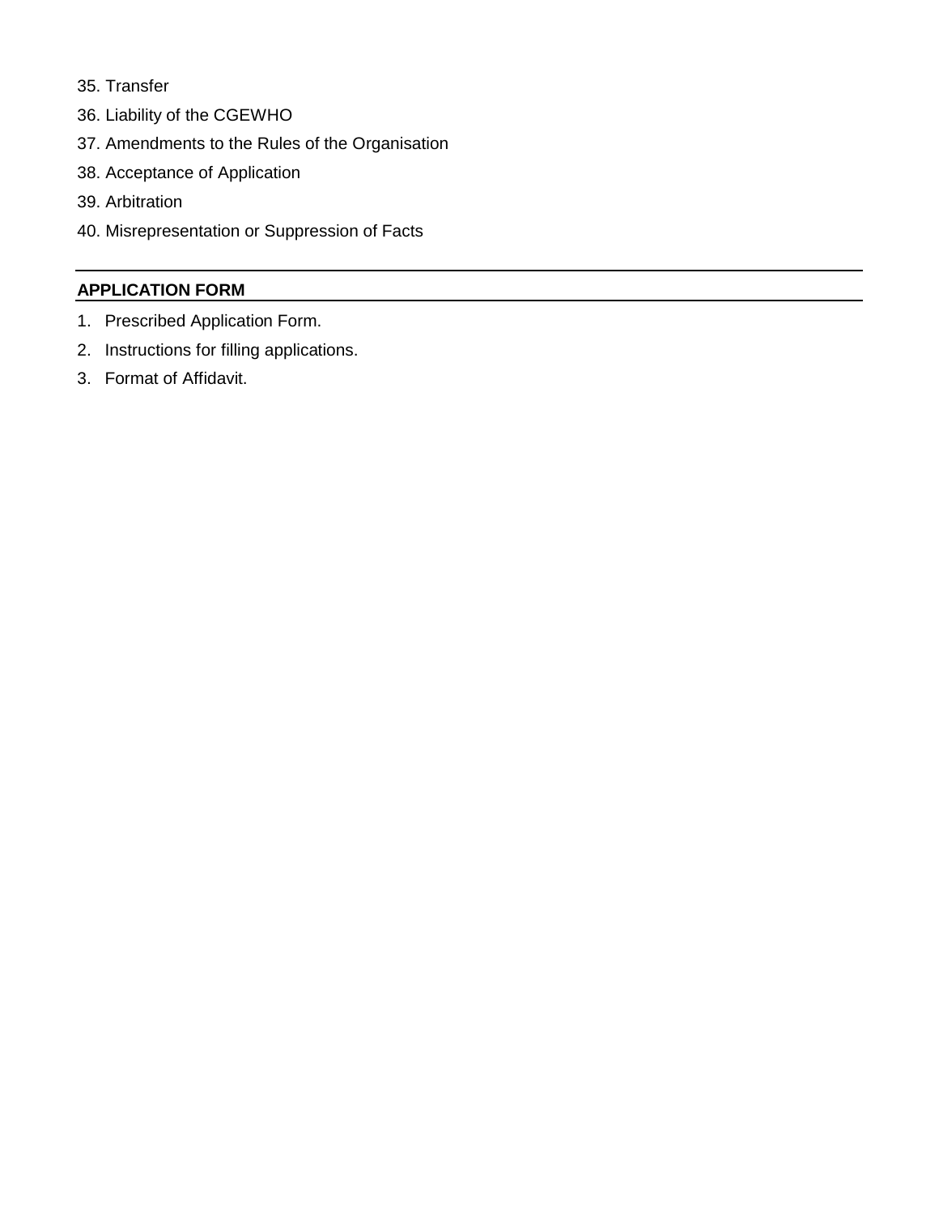35. Transfer
36. Liability of the CGEWHO
37. Amendments to the Rules of the Organisation
38. Acceptance of Application
39. Arbitration
40. Misrepresentation or Suppression of Facts

---

## APPLICATION FORM

1. Prescribed Application Form.
2. Instructions for filling applications.
3. Format of Affidavit.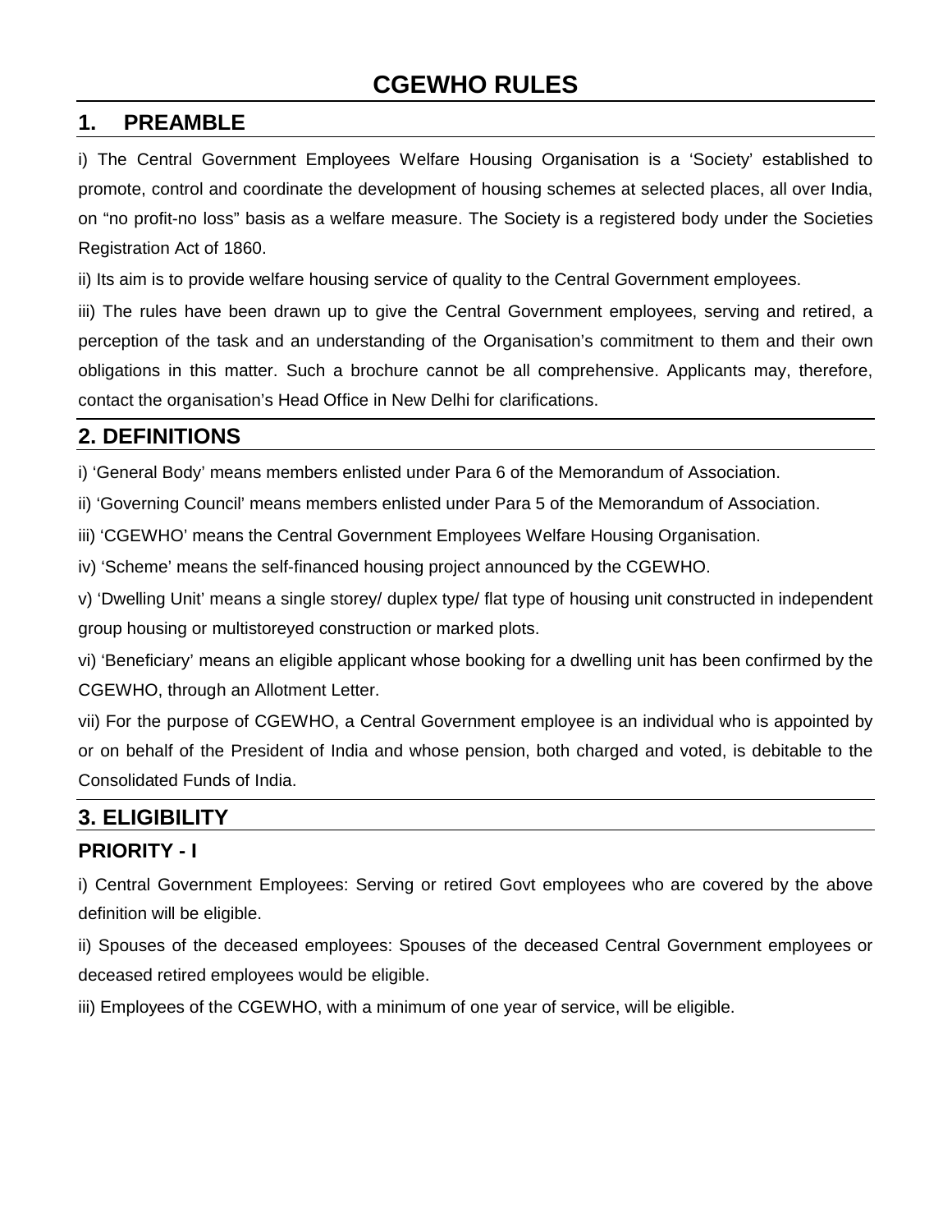# CGEWHO RULES

## 1. PREAMBLE

i) The Central Government Employees Welfare Housing Organisation is a 'Society' established to promote, control and coordinate the development of housing schemes at selected places, all over India, on "no profit-no loss" basis as a welfare measure. The Society is a registered body under the Societies Registration Act of 1860.

ii) Its aim is to provide welfare housing service of quality to the Central Government employees.

iii) The rules have been drawn up to give the Central Government employees, serving and retired, a perception of the task and an understanding of the Organisation's commitment to them and their own obligations in this matter. Such a brochure cannot be all comprehensive. Applicants may, therefore, contact the organisation's Head Office in New Delhi for clarifications.

## 2. DEFINITIONS

i) 'General Body' means members enlisted under Para 6 of the Memorandum of Association.

ii) 'Governing Council' means members enlisted under Para 5 of the Memorandum of Association.

iii) 'CGEWHO' means the Central Government Employees Welfare Housing Organisation.

iv) 'Scheme' means the self-financed housing project announced by the CGEWHO.

v) 'Dwelling Unit' means a single storey/ duplex type/ flat type of housing unit constructed in independent group housing or multistoreyed construction or marked plots.

vi) 'Beneficiary' means an eligible applicant whose booking for a dwelling unit has been confirmed by the CGEWHO, through an Allotment Letter.

vii) For the purpose of CGEWHO, a Central Government employee is an individual who is appointed by or on behalf of the President of India and whose pension, both charged and voted, is debitable to the Consolidated Funds of India.

## 3. ELIGIBILITY

### PRIORITY - I

i) Central Government Employees: Serving or retired Govt employees who are covered by the above definition will be eligible.

ii) Spouses of the deceased employees: Spouses of the deceased Central Government employees or deceased retired employees would be eligible.

iii) Employees of the CGEWHO, with a minimum of one year of service, will be eligible.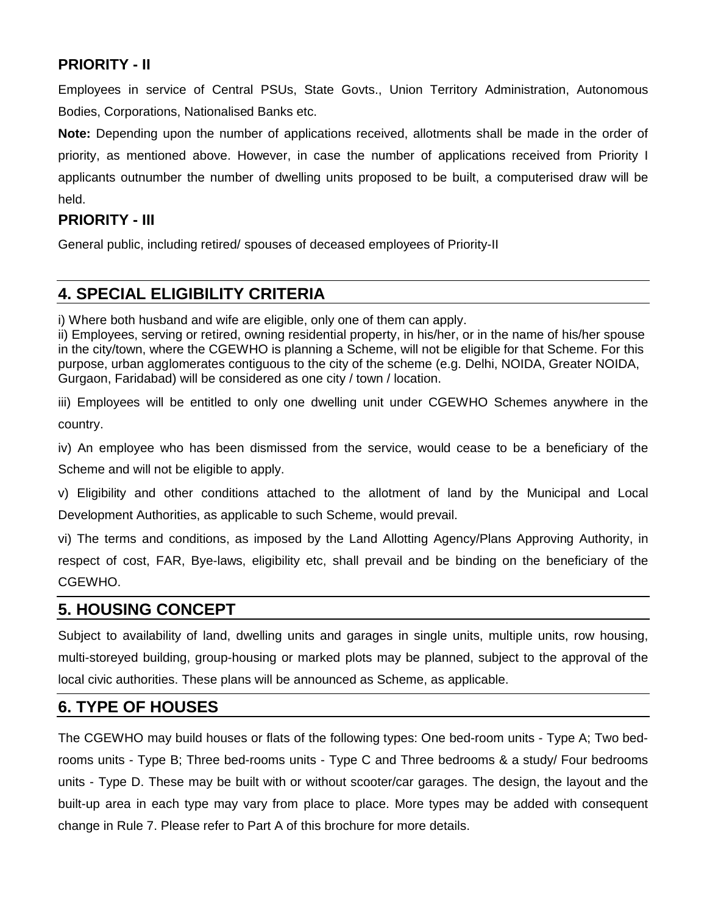### PRIORITY - II

Employees in service of Central PSUs, State Govts., Union Territory Administration, Autonomous Bodies, Corporations, Nationalised Banks etc.

**Note:** Depending upon the number of applications received, allotments shall be made in the order of priority, as mentioned above. However, in case the number of applications received from Priority I applicants outnumber the number of dwelling units proposed to be built, a computerised draw will be held.

### PRIORITY - III

General public, including retired/ spouses of deceased employees of Priority-II

## 4. SPECIAL ELIGIBILITY CRITERIA

i) Where both husband and wife are eligible, only one of them can apply.

ii) Employees, serving or retired, owning residential property, in his/her, or in the name of his/her spouse in the city/town, where the CGEWHO is planning a Scheme, will not be eligible for that Scheme. For this purpose, urban agglomerates contiguous to the city of the scheme (e.g. Delhi, NOIDA, Greater NOIDA, Gurgaon, Faridabad) will be considered as one city / town / location.

iii) Employees will be entitled to only one dwelling unit under CGEWHO Schemes anywhere in the country.

iv) An employee who has been dismissed from the service, would cease to be a beneficiary of the Scheme and will not be eligible to apply.

v) Eligibility and other conditions attached to the allotment of land by the Municipal and Local Development Authorities, as applicable to such Scheme, would prevail.

vi) The terms and conditions, as imposed by the Land Allotting Agency/Plans Approving Authority, in respect of cost, FAR, Bye-laws, eligibility etc, shall prevail and be binding on the beneficiary of the CGEWHO.

## 5. HOUSING CONCEPT

Subject to availability of land, dwelling units and garages in single units, multiple units, row housing, multi-storeyed building, group-housing or marked plots may be planned, subject to the approval of the local civic authorities. These plans will be announced as Scheme, as applicable.

## 6. TYPE OF HOUSES

The CGEWHO may build houses or flats of the following types: One bed-room units - Type A; Two bed-rooms units - Type B; Three bed-rooms units - Type C and Three bedrooms & a study/ Four bedrooms units - Type D. These may be built with or without scooter/car garages. The design, the layout and the built-up area in each type may vary from place to place. More types may be added with consequent change in Rule 7. Please refer to Part A of this brochure for more details.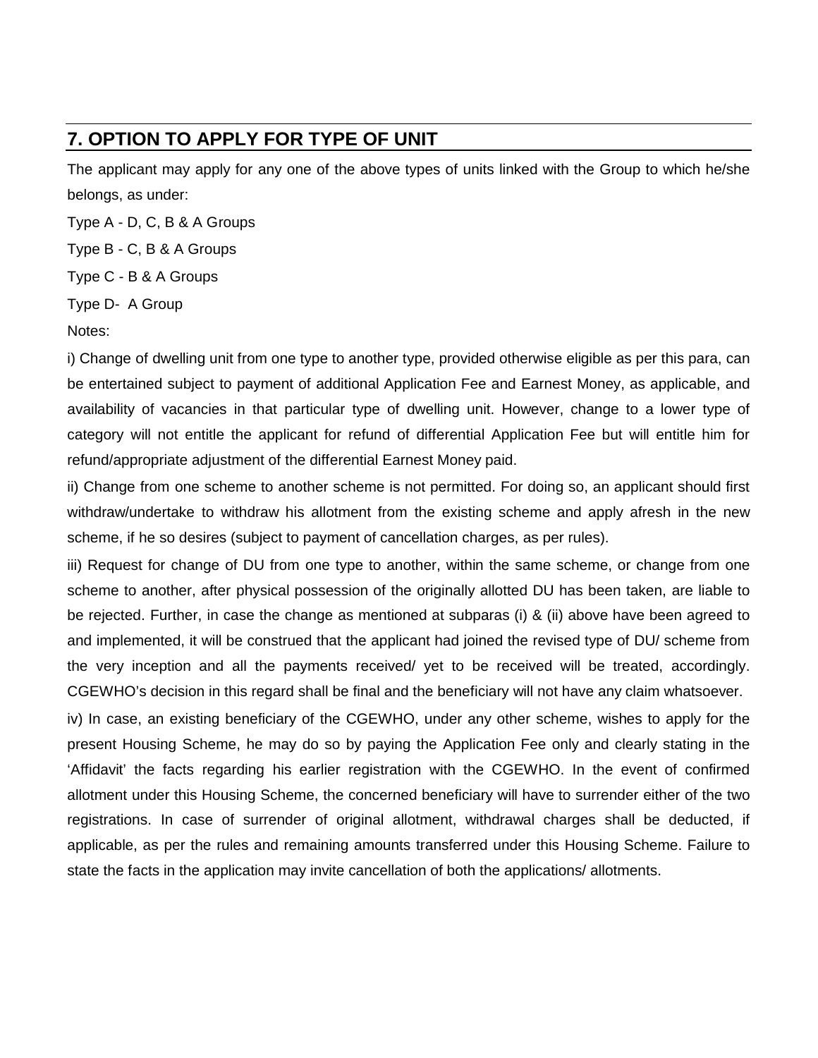## 7. OPTION TO APPLY FOR TYPE OF UNIT

The applicant may apply for any one of the above types of units linked with the Group to which he/she belongs, as under:

Type A - D, C, B & A Groups

Type B - C, B & A Groups

Type C - B & A Groups

Type D- A Group

Notes:

i) Change of dwelling unit from one type to another type, provided otherwise eligible as per this para, can be entertained subject to payment of additional Application Fee and Earnest Money, as applicable, and availability of vacancies in that particular type of dwelling unit. However, change to a lower type of category will not entitle the applicant for refund of differential Application Fee but will entitle him for refund/appropriate adjustment of the differential Earnest Money paid.

ii) Change from one scheme to another scheme is not permitted. For doing so, an applicant should first withdraw/undertake to withdraw his allotment from the existing scheme and apply afresh in the new scheme, if he so desires (subject to payment of cancellation charges, as per rules).

iii) Request for change of DU from one type to another, within the same scheme, or change from one scheme to another, after physical possession of the originally allotted DU has been taken, are liable to be rejected. Further, in case the change as mentioned at subparas (i) & (ii) above have been agreed to and implemented, it will be construed that the applicant had joined the revised type of DU/ scheme from the very inception and all the payments received/ yet to be received will be treated, accordingly. CGEWHO's decision in this regard shall be final and the beneficiary will not have any claim whatsoever.

iv) In case, an existing beneficiary of the CGEWHO, under any other scheme, wishes to apply for the present Housing Scheme, he may do so by paying the Application Fee only and clearly stating in the 'Affidavit' the facts regarding his earlier registration with the CGEWHO. In the event of confirmed allotment under this Housing Scheme, the concerned beneficiary will have to surrender either of the two registrations. In case of surrender of original allotment, withdrawal charges shall be deducted, if applicable, as per the rules and remaining amounts transferred under this Housing Scheme. Failure to state the facts in the application may invite cancellation of both the applications/ allotments.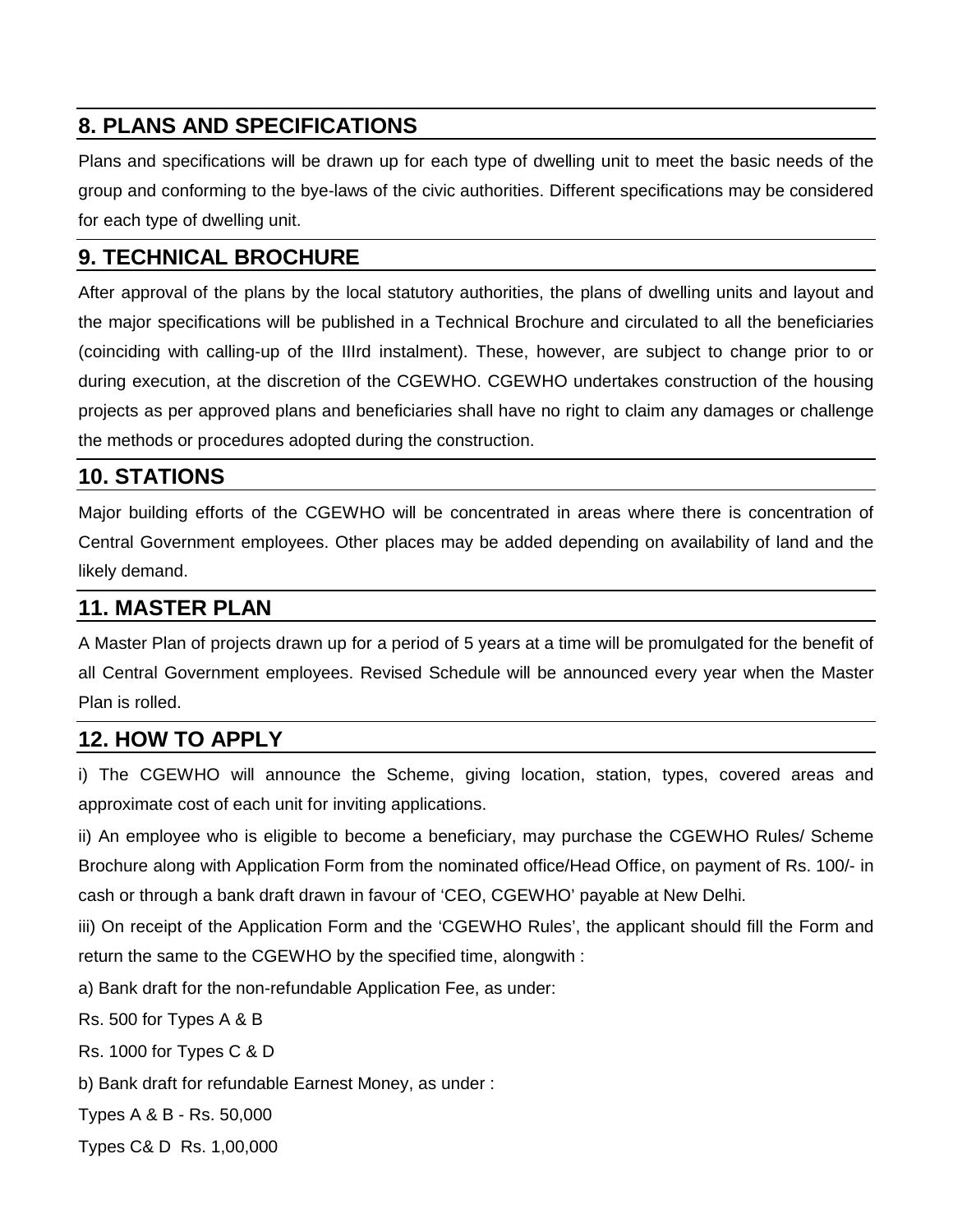## 8. PLANS AND SPECIFICATIONS

Plans and specifications will be drawn up for each type of dwelling unit to meet the basic needs of the group and conforming to the bye-laws of the civic authorities. Different specifications may be considered for each type of dwelling unit.

## 9. TECHNICAL BROCHURE

After approval of the plans by the local statutory authorities, the plans of dwelling units and layout and the major specifications will be published in a Technical Brochure and circulated to all the beneficiaries (coinciding with calling-up of the IIIrd instalment). These, however, are subject to change prior to or during execution, at the discretion of the CGEWHO. CGEWHO undertakes construction of the housing projects as per approved plans and beneficiaries shall have no right to claim any damages or challenge the methods or procedures adopted during the construction.

## 10. STATIONS

Major building efforts of the CGEWHO will be concentrated in areas where there is concentration of Central Government employees. Other places may be added depending on availability of land and the likely demand.

## 11. MASTER PLAN

A Master Plan of projects drawn up for a period of 5 years at a time will be promulgated for the benefit of all Central Government employees. Revised Schedule will be announced every year when the Master Plan is rolled.

## 12. HOW TO APPLY

i) The CGEWHO will announce the Scheme, giving location, station, types, covered areas and approximate cost of each unit for inviting applications.

ii) An employee who is eligible to become a beneficiary, may purchase the CGEWHO Rules/ Scheme Brochure along with Application Form from the nominated office/Head Office, on payment of Rs. 100/- in cash or through a bank draft drawn in favour of 'CEO, CGEWHO' payable at New Delhi.

iii) On receipt of the Application Form and the 'CGEWHO Rules', the applicant should fill the Form and return the same to the CGEWHO by the specified time, alongwith :

a) Bank draft for the non-refundable Application Fee, as under:

Rs. 500 for Types A & B

Rs. 1000 for Types C & D

b) Bank draft for refundable Earnest Money, as under :

Types A & B - Rs. 50,000

Types C& D Rs. 1,00,000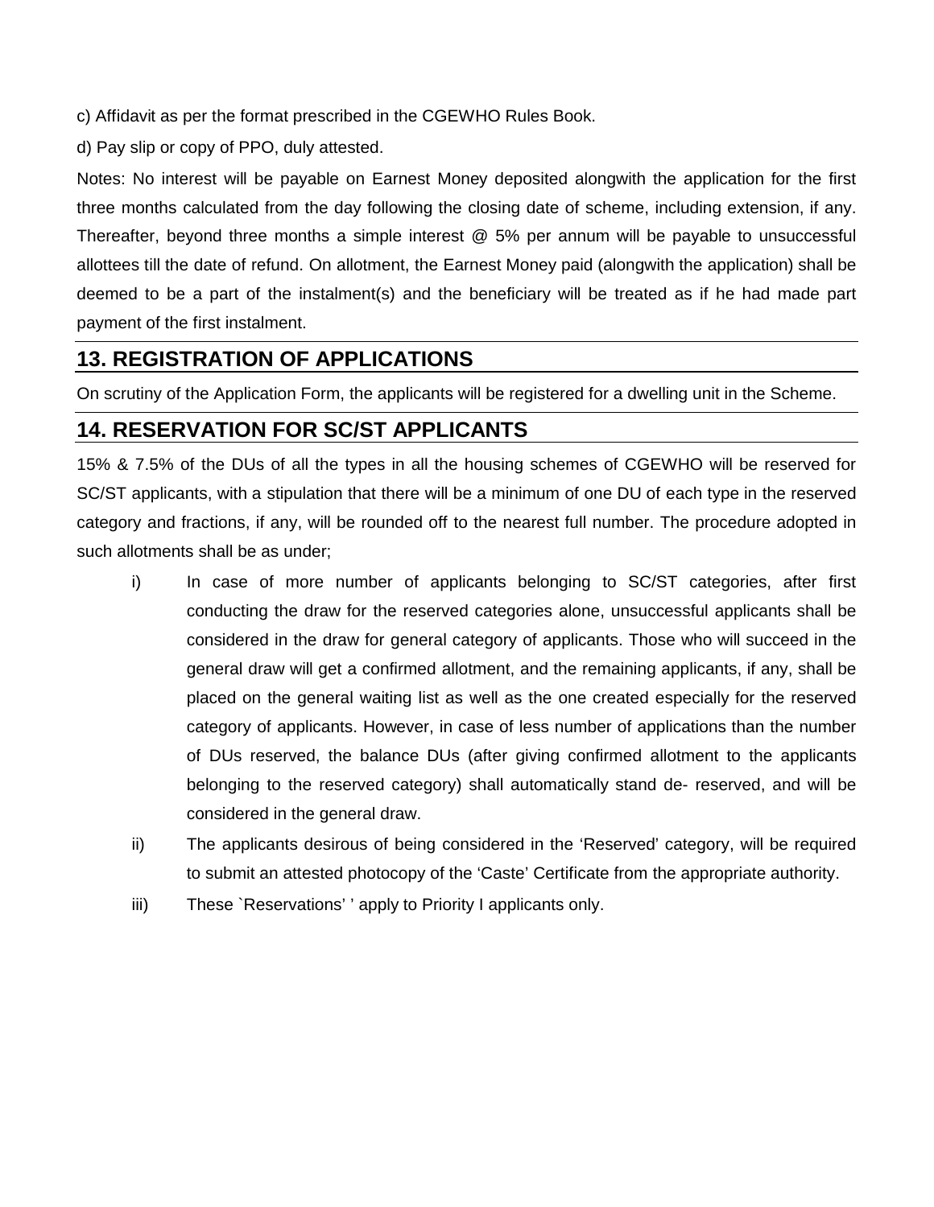c) Affidavit as per the format prescribed in the CGEWHO Rules Book.

d) Pay slip or copy of PPO, duly attested.

Notes: No interest will be payable on Earnest Money deposited alongwith the application for the first three months calculated from the day following the closing date of scheme, including extension, if any. Thereafter, beyond three months a simple interest @ 5% per annum will be payable to unsuccessful allottees till the date of refund. On allotment, the Earnest Money paid (alongwith the application) shall be deemed to be a part of the instalment(s) and the beneficiary will be treated as if he had made part payment of the first instalment.

## 13. REGISTRATION OF APPLICATIONS

On scrutiny of the Application Form, the applicants will be registered for a dwelling unit in the Scheme.

## 14. RESERVATION FOR SC/ST APPLICANTS

15% & 7.5% of the DUs of all the types in all the housing schemes of CGEWHO will be reserved for SC/ST applicants, with a stipulation that there will be a minimum of one DU of each type in the reserved category and fractions, if any, will be rounded off to the nearest full number. The procedure adopted in such allotments shall be as under;

i) In case of more number of applicants belonging to SC/ST categories, after first conducting the draw for the reserved categories alone, unsuccessful applicants shall be considered in the draw for general category of applicants. Those who will succeed in the general draw will get a confirmed allotment, and the remaining applicants, if any, shall be placed on the general waiting list as well as the one created especially for the reserved category of applicants. However, in case of less number of applications than the number of DUs reserved, the balance DUs (after giving confirmed allotment to the applicants belonging to the reserved category) shall automatically stand de- reserved, and will be considered in the general draw.

ii) The applicants desirous of being considered in the 'Reserved' category, will be required to submit an attested photocopy of the 'Caste' Certificate from the appropriate authority.

iii) These `Reservations' ' apply to Priority I applicants only.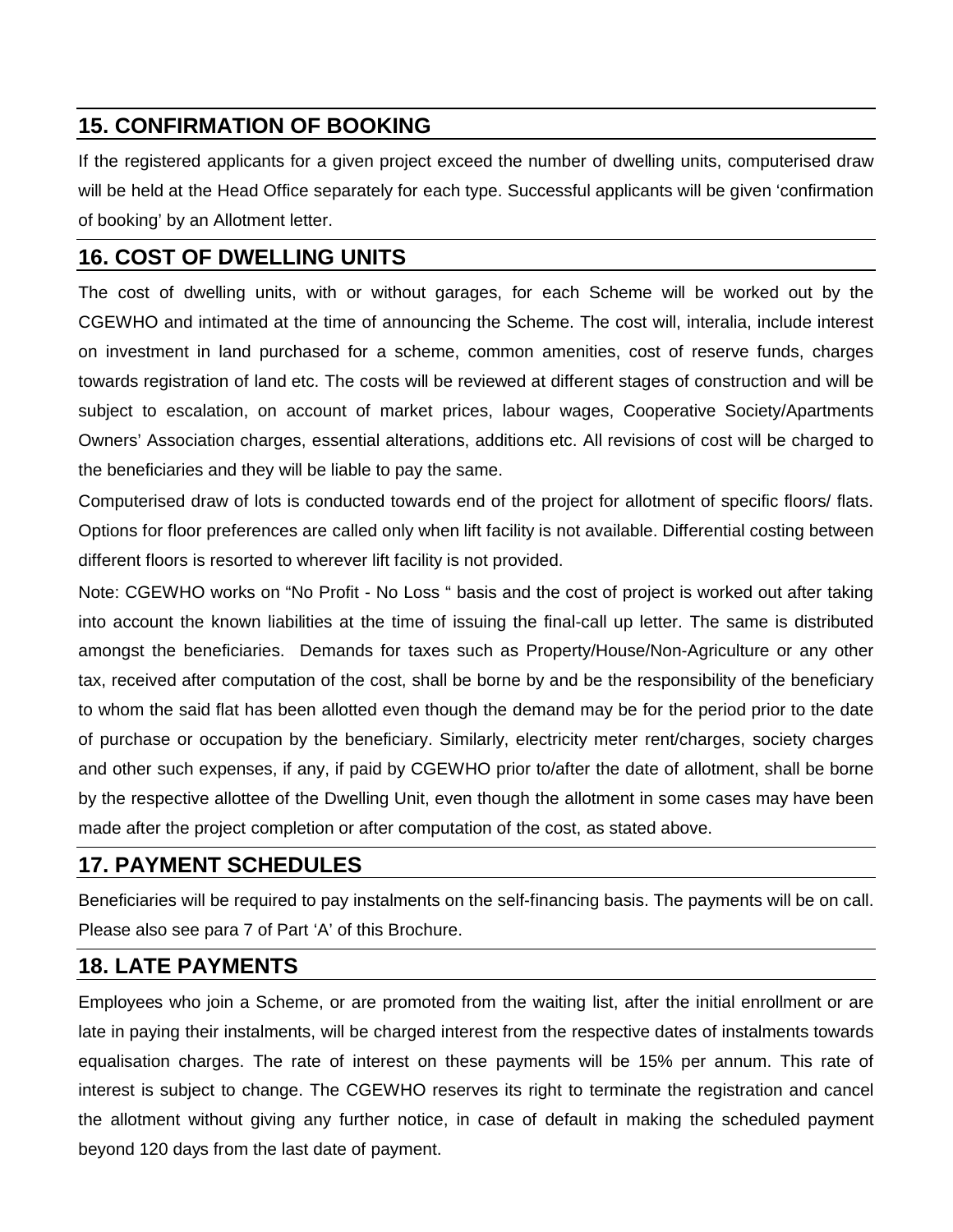## 15. CONFIRMATION OF BOOKING

If the registered applicants for a given project exceed the number of dwelling units, computerised draw will be held at the Head Office separately for each type. Successful applicants will be given 'confirmation of booking' by an Allotment letter.

## 16. COST OF DWELLING UNITS

The cost of dwelling units, with or without garages, for each Scheme will be worked out by the CGEWHO and intimated at the time of announcing the Scheme. The cost will, interalia, include interest on investment in land purchased for a scheme, common amenities, cost of reserve funds, charges towards registration of land etc. The costs will be reviewed at different stages of construction and will be subject to escalation, on account of market prices, labour wages, Cooperative Society/Apartments Owners' Association charges, essential alterations, additions etc. All revisions of cost will be charged to the beneficiaries and they will be liable to pay the same.

Computerised draw of lots is conducted towards end of the project for allotment of specific floors/ flats. Options for floor preferences are called only when lift facility is not available. Differential costing between different floors is resorted to wherever lift facility is not provided.

Note: CGEWHO works on "No Profit - No Loss " basis and the cost of project is worked out after taking into account the known liabilities at the time of issuing the final-call up letter. The same is distributed amongst the beneficiaries. Demands for taxes such as Property/House/Non-Agriculture or any other tax, received after computation of the cost, shall be borne by and be the responsibility of the beneficiary to whom the said flat has been allotted even though the demand may be for the period prior to the date of purchase or occupation by the beneficiary. Similarly, electricity meter rent/charges, society charges and other such expenses, if any, if paid by CGEWHO prior to/after the date of allotment, shall be borne by the respective allottee of the Dwelling Unit, even though the allotment in some cases may have been made after the project completion or after computation of the cost, as stated above.

## 17. PAYMENT SCHEDULES

Beneficiaries will be required to pay instalments on the self-financing basis. The payments will be on call. Please also see para 7 of Part 'A' of this Brochure.

## 18. LATE PAYMENTS

Employees who join a Scheme, or are promoted from the waiting list, after the initial enrollment or are late in paying their instalments, will be charged interest from the respective dates of instalments towards equalisation charges. The rate of interest on these payments will be 15% per annum. This rate of interest is subject to change. The CGEWHO reserves its right to terminate the registration and cancel the allotment without giving any further notice, in case of default in making the scheduled payment beyond 120 days from the last date of payment.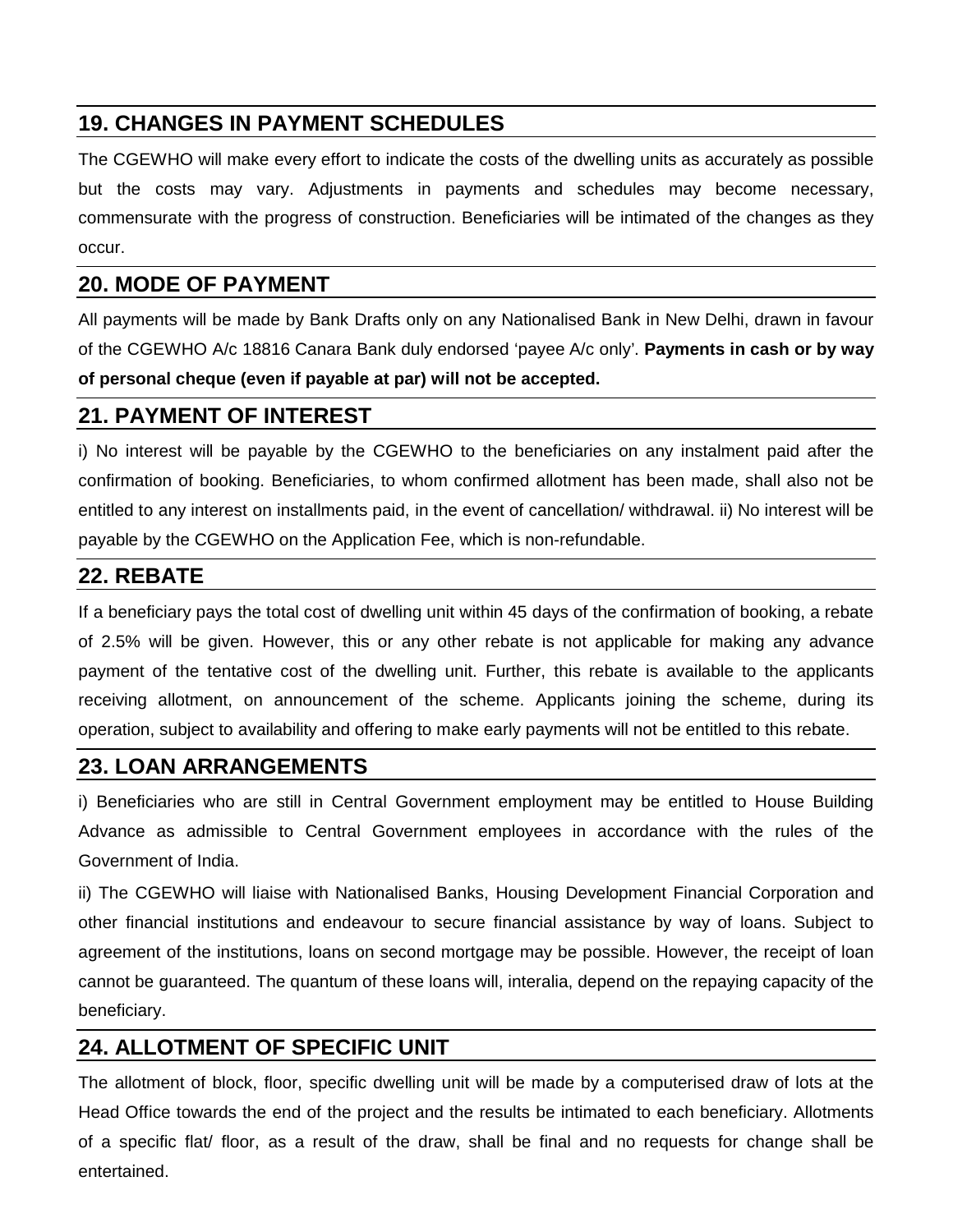## 19. CHANGES IN PAYMENT SCHEDULES

The CGEWHO will make every effort to indicate the costs of the dwelling units as accurately as possible but the costs may vary. Adjustments in payments and schedules may become necessary, commensurate with the progress of construction. Beneficiaries will be intimated of the changes as they occur.

## 20. MODE OF PAYMENT

All payments will be made by Bank Drafts only on any Nationalised Bank in New Delhi, drawn in favour of the CGEWHO A/c 18816 Canara Bank duly endorsed 'payee A/c only'. **Payments in cash or by way of personal cheque (even if payable at par) will not be accepted.**

## 21. PAYMENT OF INTEREST

i) No interest will be payable by the CGEWHO to the beneficiaries on any instalment paid after the confirmation of booking. Beneficiaries, to whom confirmed allotment has been made, shall also not be entitled to any interest on installments paid, in the event of cancellation/ withdrawal. ii) No interest will be payable by the CGEWHO on the Application Fee, which is non-refundable.

## 22. REBATE

If a beneficiary pays the total cost of dwelling unit within 45 days of the confirmation of booking, a rebate of 2.5% will be given. However, this or any other rebate is not applicable for making any advance payment of the tentative cost of the dwelling unit. Further, this rebate is available to the applicants receiving allotment, on announcement of the scheme. Applicants joining the scheme, during its operation, subject to availability and offering to make early payments will not be entitled to this rebate.

## 23. LOAN ARRANGEMENTS

i) Beneficiaries who are still in Central Government employment may be entitled to House Building Advance as admissible to Central Government employees in accordance with the rules of the Government of India.

ii) The CGEWHO will liaise with Nationalised Banks, Housing Development Financial Corporation and other financial institutions and endeavour to secure financial assistance by way of loans. Subject to agreement of the institutions, loans on second mortgage may be possible. However, the receipt of loan cannot be guaranteed. The quantum of these loans will, interalia, depend on the repaying capacity of the beneficiary.

## 24. ALLOTMENT OF SPECIFIC UNIT

The allotment of block, floor, specific dwelling unit will be made by a computerised draw of lots at the Head Office towards the end of the project and the results be intimated to each beneficiary. Allotments of a specific flat/ floor, as a result of the draw, shall be final and no requests for change shall be entertained.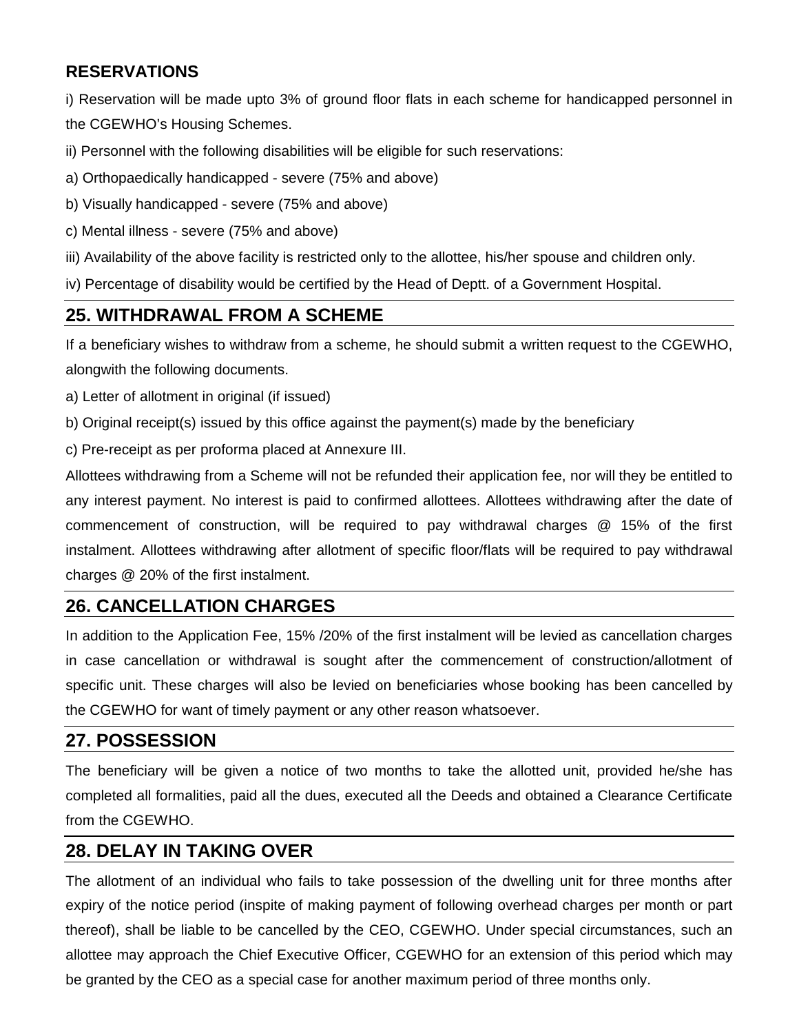## RESERVATIONS

i) Reservation will be made upto 3% of ground floor flats in each scheme for handicapped personnel in the CGEWHO's Housing Schemes.

ii) Personnel with the following disabilities will be eligible for such reservations:

a) Orthopaedically handicapped - severe (75% and above)

b) Visually handicapped - severe (75% and above)

c) Mental illness - severe (75% and above)

iii) Availability of the above facility is restricted only to the allottee, his/her spouse and children only.

iv) Percentage of disability would be certified by the Head of Deptt. of a Government Hospital.

## 25. WITHDRAWAL FROM A SCHEME

If a beneficiary wishes to withdraw from a scheme, he should submit a written request to the CGEWHO, alongwith the following documents.

a) Letter of allotment in original (if issued)

b) Original receipt(s) issued by this office against the payment(s) made by the beneficiary

c) Pre-receipt as per proforma placed at Annexure III.

Allottees withdrawing from a Scheme will not be refunded their application fee, nor will they be entitled to any interest payment. No interest is paid to confirmed allottees. Allottees withdrawing after the date of commencement of construction, will be required to pay withdrawal charges @ 15% of the first instalment. Allottees withdrawing after allotment of specific floor/flats will be required to pay withdrawal charges @ 20% of the first instalment.

## 26. CANCELLATION CHARGES

In addition to the Application Fee, 15% /20% of the first instalment will be levied as cancellation charges in case cancellation or withdrawal is sought after the commencement of construction/allotment of specific unit. These charges will also be levied on beneficiaries whose booking has been cancelled by the CGEWHO for want of timely payment or any other reason whatsoever.

## 27. POSSESSION

The beneficiary will be given a notice of two months to take the allotted unit, provided he/she has completed all formalities, paid all the dues, executed all the Deeds and obtained a Clearance Certificate from the CGEWHO.

## 28. DELAY IN TAKING OVER

The allotment of an individual who fails to take possession of the dwelling unit for three months after expiry of the notice period (inspite of making payment of following overhead charges per month or part thereof), shall be liable to be cancelled by the CEO, CGEWHO. Under special circumstances, such an allottee may approach the Chief Executive Officer, CGEWHO for an extension of this period which may be granted by the CEO as a special case for another maximum period of three months only.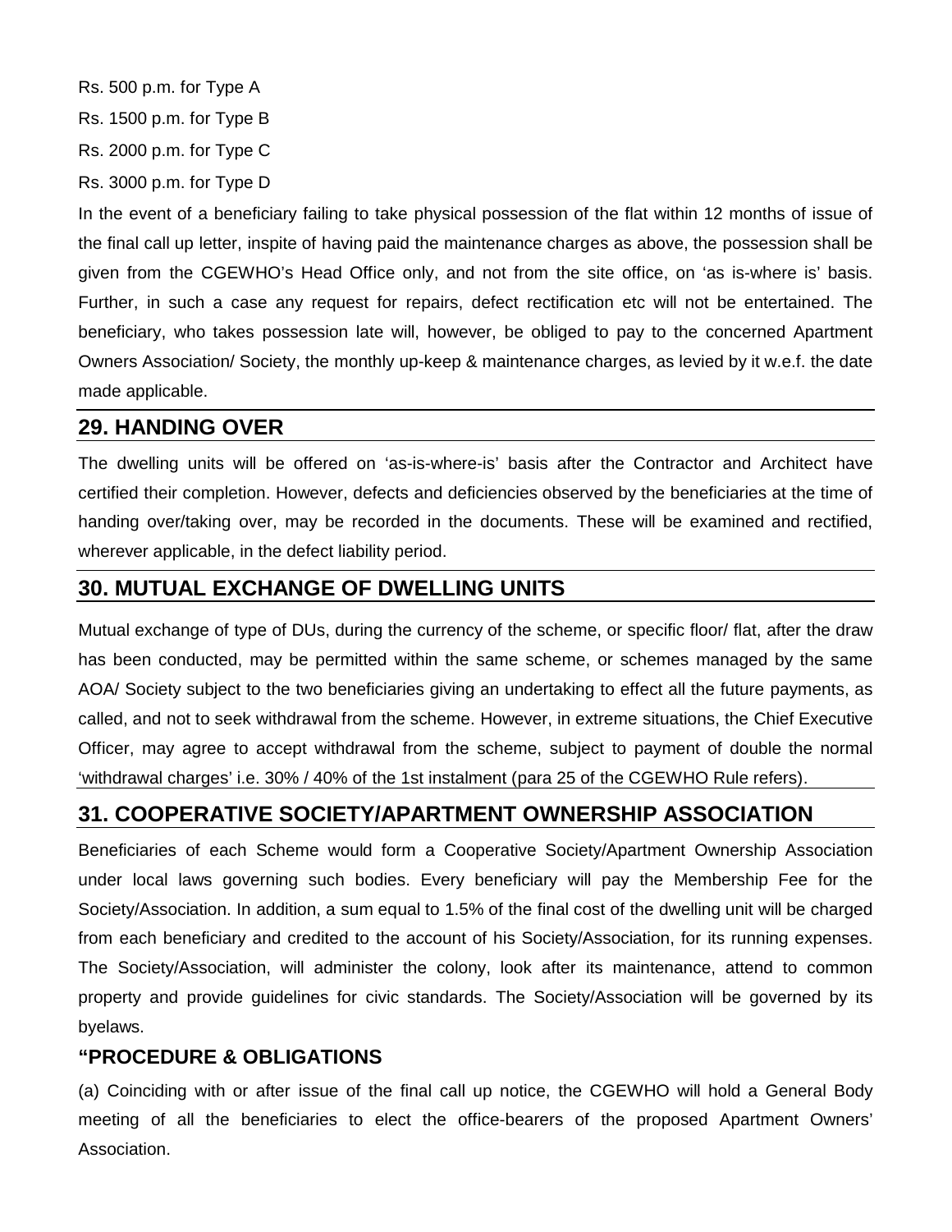Rs. 500 p.m. for Type A

Rs. 1500 p.m. for Type B

Rs. 2000 p.m. for Type C

Rs. 3000 p.m. for Type D

In the event of a beneficiary failing to take physical possession of the flat within 12 months of issue of the final call up letter, inspite of having paid the maintenance charges as above, the possession shall be given from the CGEWHO's Head Office only, and not from the site office, on 'as is-where is' basis. Further, in such a case any request for repairs, defect rectification etc will not be entertained. The beneficiary, who takes possession late will, however, be obliged to pay to the concerned Apartment Owners Association/ Society, the monthly up-keep & maintenance charges, as levied by it w.e.f. the date made applicable.

## 29. HANDING OVER

The dwelling units will be offered on 'as-is-where-is' basis after the Contractor and Architect have certified their completion. However, defects and deficiencies observed by the beneficiaries at the time of handing over/taking over, may be recorded in the documents. These will be examined and rectified, wherever applicable, in the defect liability period.

## 30. MUTUAL EXCHANGE OF DWELLING UNITS

Mutual exchange of type of DUs, during the currency of the scheme, or specific floor/ flat, after the draw has been conducted, may be permitted within the same scheme, or schemes managed by the same AOA/ Society subject to the two beneficiaries giving an undertaking to effect all the future payments, as called, and not to seek withdrawal from the scheme. However, in extreme situations, the Chief Executive Officer, may agree to accept withdrawal from the scheme, subject to payment of double the normal 'withdrawal charges' i.e. 30% / 40% of the 1st instalment (para 25 of the CGEWHO Rule refers).

## 31. COOPERATIVE SOCIETY/APARTMENT OWNERSHIP ASSOCIATION

Beneficiaries of each Scheme would form a Cooperative Society/Apartment Ownership Association under local laws governing such bodies. Every beneficiary will pay the Membership Fee for the Society/Association. In addition, a sum equal to 1.5% of the final cost of the dwelling unit will be charged from each beneficiary and credited to the account of his Society/Association, for its running expenses. The Society/Association, will administer the colony, look after its maintenance, attend to common property and provide guidelines for civic standards. The Society/Association will be governed by its byelaws.

### "PROCEDURE & OBLIGATIONS

(a) Coinciding with or after issue of the final call up notice, the CGEWHO will hold a General Body meeting of all the beneficiaries to elect the office-bearers of the proposed Apartment Owners' Association.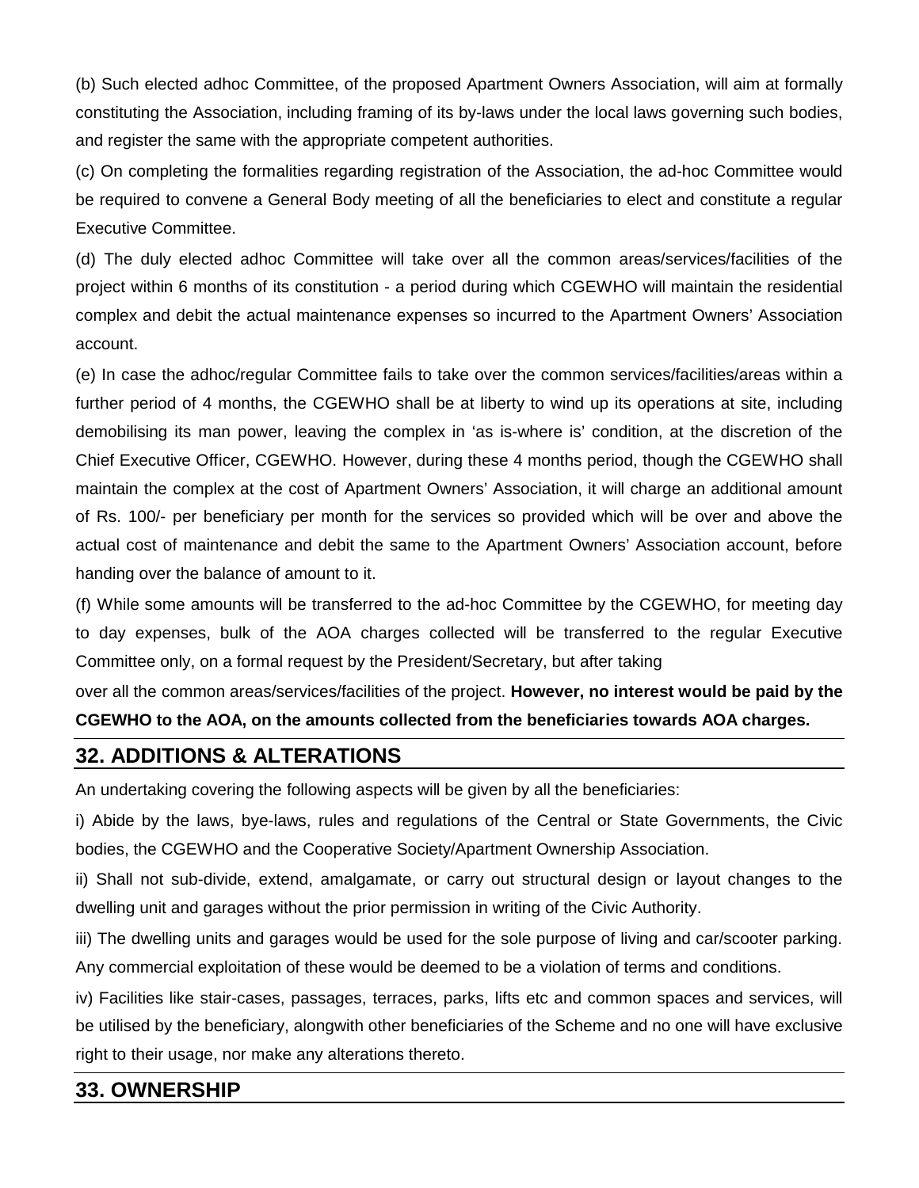(b) Such elected adhoc Committee, of the proposed Apartment Owners Association, will aim at formally constituting the Association, including framing of its by-laws under the local laws governing such bodies, and register the same with the appropriate competent authorities.

(c) On completing the formalities regarding registration of the Association, the ad-hoc Committee would be required to convene a General Body meeting of all the beneficiaries to elect and constitute a regular Executive Committee.

(d) The duly elected adhoc Committee will take over all the common areas/services/facilities of the project within 6 months of its constitution - a period during which CGEWHO will maintain the residential complex and debit the actual maintenance expenses so incurred to the Apartment Owners' Association account.

(e) In case the adhoc/regular Committee fails to take over the common services/facilities/areas within a further period of 4 months, the CGEWHO shall be at liberty to wind up its operations at site, including demobilising its man power, leaving the complex in 'as is-where is' condition, at the discretion of the Chief Executive Officer, CGEWHO. However, during these 4 months period, though the CGEWHO shall maintain the complex at the cost of Apartment Owners' Association, it will charge an additional amount of Rs. 100/- per beneficiary per month for the services so provided which will be over and above the actual cost of maintenance and debit the same to the Apartment Owners' Association account, before handing over the balance of amount to it.

(f) While some amounts will be transferred to the ad-hoc Committee by the CGEWHO, for meeting day to day expenses, bulk of the AOA charges collected will be transferred to the regular Executive Committee only, on a formal request by the President/Secretary, but after taking over all the common areas/services/facilities of the project. **However, no interest would be paid by the CGEWHO to the AOA, on the amounts collected from the beneficiaries towards AOA charges.**

## 32. ADDITIONS & ALTERATIONS

An undertaking covering the following aspects will be given by all the beneficiaries:

i) Abide by the laws, bye-laws, rules and regulations of the Central or State Governments, the Civic bodies, the CGEWHO and the Cooperative Society/Apartment Ownership Association.

ii) Shall not sub-divide, extend, amalgamate, or carry out structural design or layout changes to the dwelling unit and garages without the prior permission in writing of the Civic Authority.

iii) The dwelling units and garages would be used for the sole purpose of living and car/scooter parking. Any commercial exploitation of these would be deemed to be a violation of terms and conditions.

iv) Facilities like stair-cases, passages, terraces, parks, lifts etc and common spaces and services, will be utilised by the beneficiary, alongwith other beneficiaries of the Scheme and no one will have exclusive right to their usage, nor make any alterations thereto.

## 33. OWNERSHIP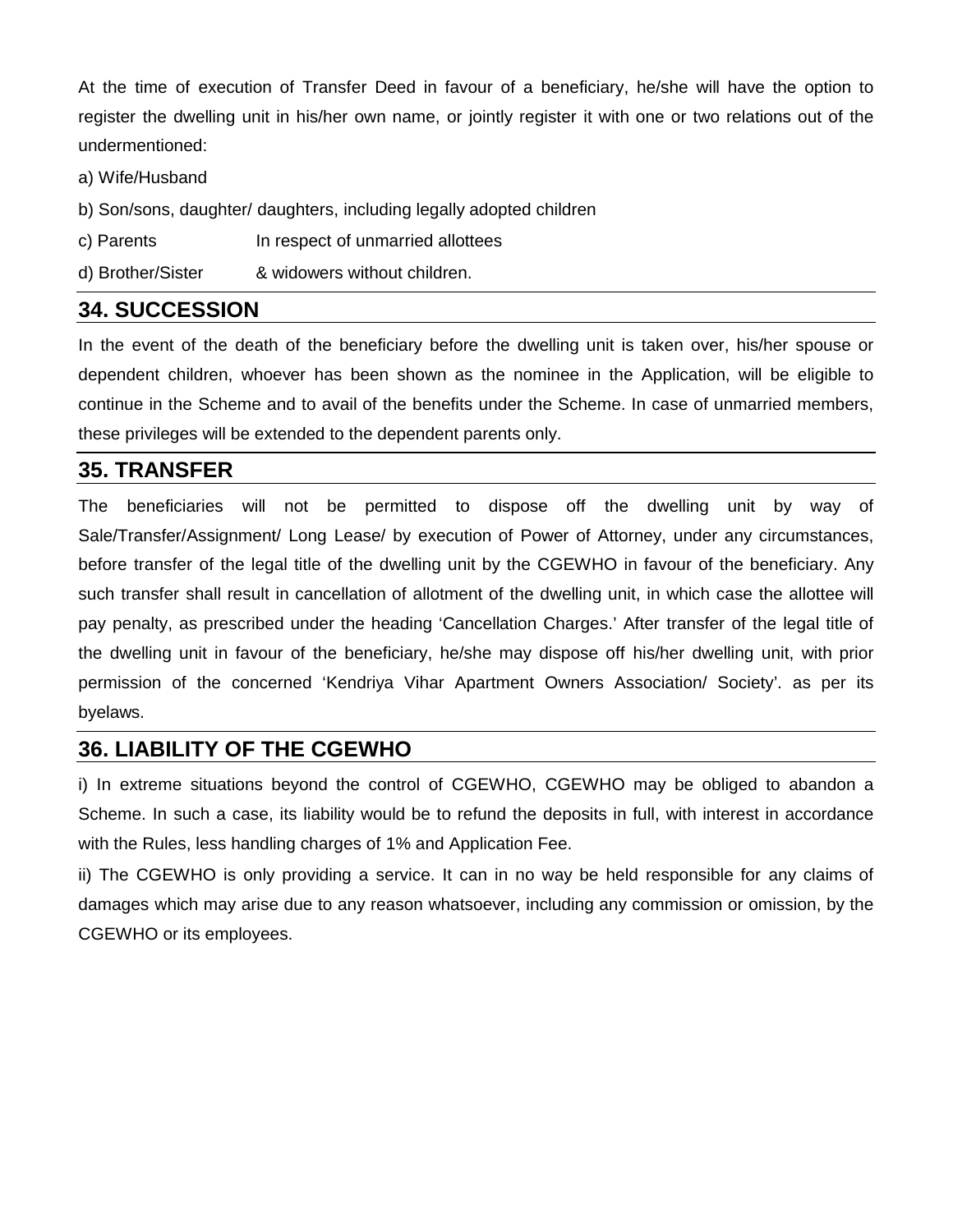At the time of execution of Transfer Deed in favour of a beneficiary, he/she will have the option to register the dwelling unit in his/her own name, or jointly register it with one or two relations out of the undermentioned:

a) Wife/Husband

b) Son/sons, daughter/ daughters, including legally adopted children

c) Parents In respect of unmarried allottees

d) Brother/Sister & widowers without children.

## 34. SUCCESSION

In the event of the death of the beneficiary before the dwelling unit is taken over, his/her spouse or dependent children, whoever has been shown as the nominee in the Application, will be eligible to continue in the Scheme and to avail of the benefits under the Scheme. In case of unmarried members, these privileges will be extended to the dependent parents only.

## 35. TRANSFER

The beneficiaries will not be permitted to dispose off the dwelling unit by way of Sale/Transfer/Assignment/ Long Lease/ by execution of Power of Attorney, under any circumstances, before transfer of the legal title of the dwelling unit by the CGEWHO in favour of the beneficiary. Any such transfer shall result in cancellation of allotment of the dwelling unit, in which case the allottee will pay penalty, as prescribed under the heading 'Cancellation Charges.' After transfer of the legal title of the dwelling unit in favour of the beneficiary, he/she may dispose off his/her dwelling unit, with prior permission of the concerned 'Kendriya Vihar Apartment Owners Association/ Society'. as per its byelaws.

## 36. LIABILITY OF THE CGEWHO

i) In extreme situations beyond the control of CGEWHO, CGEWHO may be obliged to abandon a Scheme. In such a case, its liability would be to refund the deposits in full, with interest in accordance with the Rules, less handling charges of 1% and Application Fee.

ii) The CGEWHO is only providing a service. It can in no way be held responsible for any claims of damages which may arise due to any reason whatsoever, including any commission or omission, by the CGEWHO or its employees.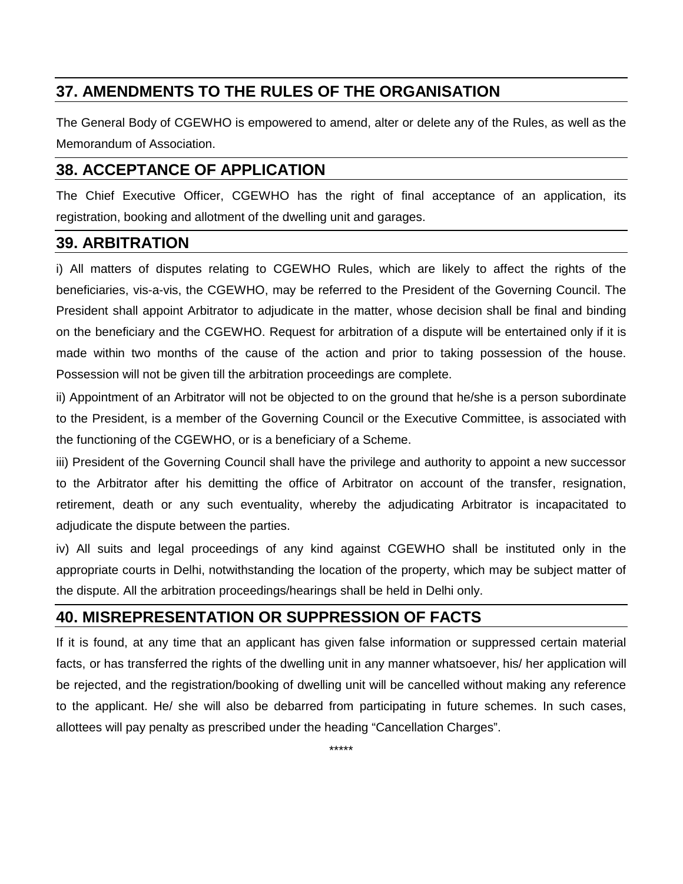## 37. AMENDMENTS TO THE RULES OF THE ORGANISATION

The General Body of CGEWHO is empowered to amend, alter or delete any of the Rules, as well as the Memorandum of Association.

## 38. ACCEPTANCE OF APPLICATION

The Chief Executive Officer, CGEWHO has the right of final acceptance of an application, its registration, booking and allotment of the dwelling unit and garages.

## 39. ARBITRATION

i) All matters of disputes relating to CGEWHO Rules, which are likely to affect the rights of the beneficiaries, vis-a-vis, the CGEWHO, may be referred to the President of the Governing Council. The President shall appoint Arbitrator to adjudicate in the matter, whose decision shall be final and binding on the beneficiary and the CGEWHO. Request for arbitration of a dispute will be entertained only if it is made within two months of the cause of the action and prior to taking possession of the house. Possession will not be given till the arbitration proceedings are complete.

ii) Appointment of an Arbitrator will not be objected to on the ground that he/she is a person subordinate to the President, is a member of the Governing Council or the Executive Committee, is associated with the functioning of the CGEWHO, or is a beneficiary of a Scheme.

iii) President of the Governing Council shall have the privilege and authority to appoint a new successor to the Arbitrator after his demitting the office of Arbitrator on account of the transfer, resignation, retirement, death or any such eventuality, whereby the adjudicating Arbitrator is incapacitated to adjudicate the dispute between the parties.

iv) All suits and legal proceedings of any kind against CGEWHO shall be instituted only in the appropriate courts in Delhi, notwithstanding the location of the property, which may be subject matter of the dispute. All the arbitration proceedings/hearings shall be held in Delhi only.

## 40. MISREPRESENTATION OR SUPPRESSION OF FACTS

If it is found, at any time that an applicant has given false information or suppressed certain material facts, or has transferred the rights of the dwelling unit in any manner whatsoever, his/ her application will be rejected, and the registration/booking of dwelling unit will be cancelled without making any reference to the applicant. He/ she will also be debarred from participating in future schemes. In such cases, allottees will pay penalty as prescribed under the heading “Cancellation Charges”.

*****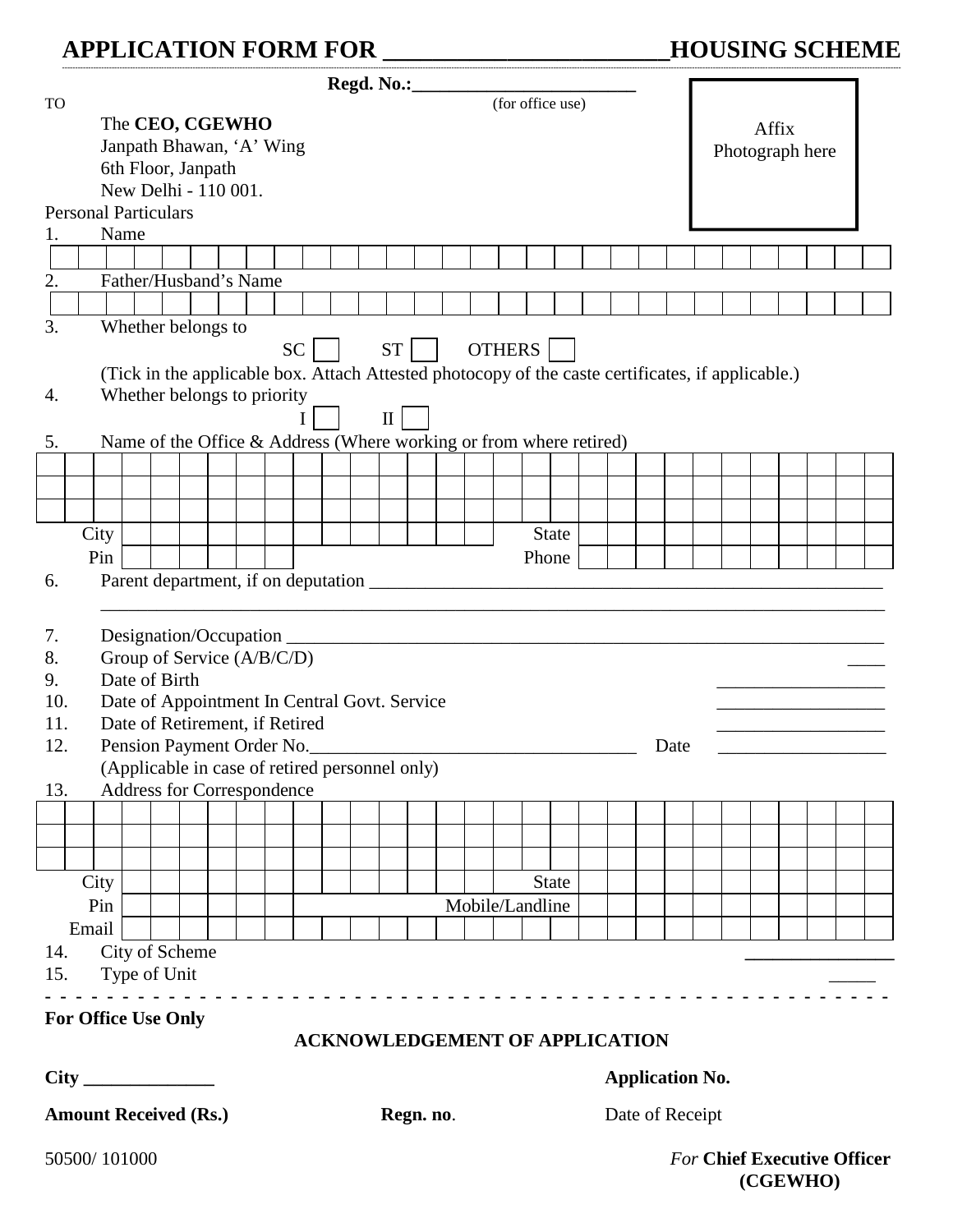# APPLICATION FORM FOR ______________________HOUSING SCHEME

**Regd. No.:________________________**
(for office use)

Affix Photograph here

TO

The **CEO, CGEWHO**
Janpath Bhawan, 'A' Wing
6th Floor, Janpath
New Delhi - 110 001.

Personal Particulars

1. Name

2. Father/Husband's Name

3. Whether belongs to

SC ☐ ST ☐ OTHERS ☐

(Tick in the applicable box. Attach Attested photocopy of the caste certificates, if applicable.)

4. Whether belongs to priority

I ☐ II ☐

5. Name of the Office & Address (Where working or from where retired)

City ______ State ______
Pin ______ Phone ______

6. Parent department, if on deputation ____________________________________________________

7. Designation/Occupation ____________________________________________________

8. Group of Service (A/B/C/D) ____

9. Date of Birth __________________

10. Date of Appointment In Central Govt. Service __________________

11. Date of Retirement, if Retired __________________

12. Pension Payment Order No.___________________________________ Date __________________
(Applicable in case of retired personnel only)

13. Address for Correspondence

City ______ State ______
Pin ______ Mobile/Landline ______
Email ______

14. City of Scheme _______________

15. Type of Unit _____

- - - - - - - - - - - - - - - - - - - - - - - - - - - - - - - - - - - - - - - - - - - - - - - -

**For Office Use Only**

**ACKNOWLEDGEMENT OF APPLICATION**

**City ______________** **Application No.**

**Amount Received (Rs.)** **Regn. no**. Date of Receipt

50500/ 101000

*For* **Chief Executive Officer (CGEWHO)**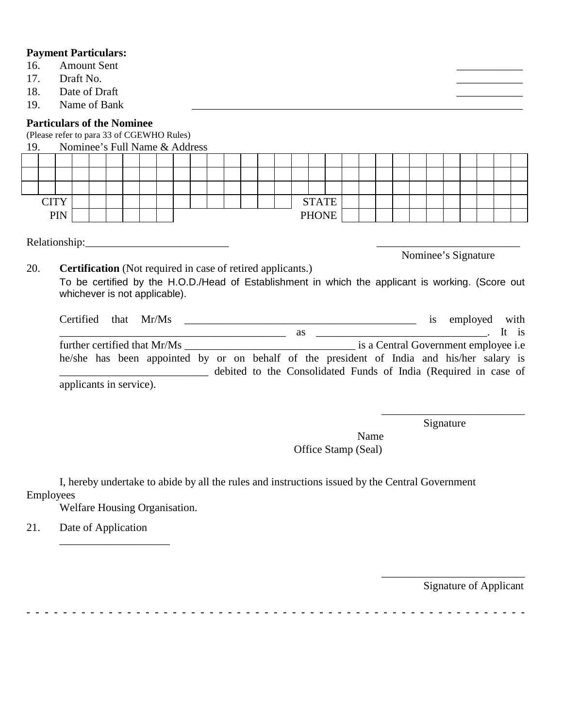**Payment Particulars:**

16. Amount Sent ____________
17. Draft No. ____________
18. Date of Draft ____________
19. Name of Bank ______________________________________________________________

**Particulars of the Nominee**

(Please refer to para 33 of CGEWHO Rules)

19. Nominee's Full Name & Address

| | | | | | | | | | | | | | | | | | | | | | | | | | | | | | |
|---|---|---|---|---|---|---|---|---|---|---|---|---|---|---|---|---|---|---|---|---|---|---|---|---|---|---|---|---|---|
| | | | | | | | | | | | | | | | | | | | | | | | | | | | | | |
| | | | | | | | | | | | | | | | | | | | | | | | | | | | | | |
| | | | | | | | | | | | | | | | | | | | | | | | | | | | | | |
| CITY | | | | | | | | | | | | | | | | STATE | | | | | | | | | | | | | |
| PIN | | | | | | | | | | | | | | | | PHONE | | | | | | | | | | | | | |

Relationship:__________________________ __________________________

Nominee's Signature

20. **Certification** (Not required in case of retired applicants.)

To be certified by the H.O.D./Head of Establishment in which the applicant is working. (Score out whichever is not applicable).

Certified that Mr/Ms ___________________________________________ is employed with __________________________________________ as _______________________________. It is further certified that Mr/Ms _______________________________ is a Central Government employee i.e he/she has been appointed by or on behalf of the president of India and his/her salary is ___________________________ debited to the Consolidated Funds of India (Required in case of applicants in service).

__________________________

Signature

Name

Office Stamp (Seal)

I, hereby undertake to abide by all the rules and instructions issued by the Central Government Employees Welfare Housing Organisation.

21. Date of Application

____________________

__________________________

Signature of Application

- - - - - - - - - - - - - - - - - - - - - - - - - - - - - - - - - - - - - - - - - - - - - - - - - - - - - - - -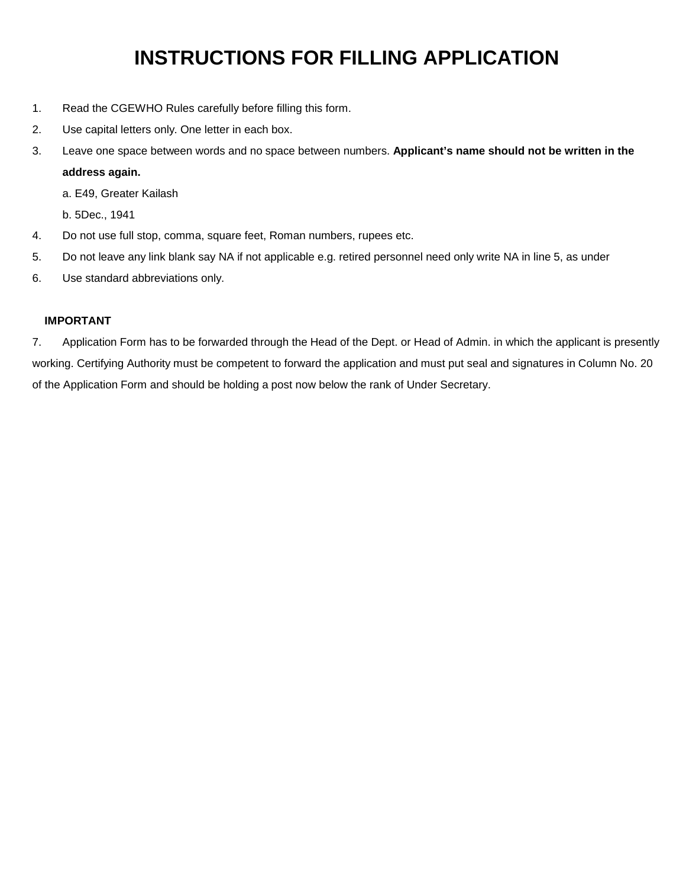# INSTRUCTIONS FOR FILLING APPLICATION

1. Read the CGEWHO Rules carefully before filling this form.
2. Use capital letters only. One letter in each box.
3. Leave one space between words and no space between numbers. **Applicant's name should not be written in the address again.**

   a. E49, Greater Kailash

   b. 5Dec., 1941
4. Do not use full stop, comma, square feet, Roman numbers, rupees etc.
5. Do not leave any link blank say NA if not applicable e.g. retired personnel need only write NA in line 5, as under
6. Use standard abbreviations only.

**IMPORTANT**

7. Application Form has to be forwarded through the Head of the Dept. or Head of Admin. in which the applicant is presently working. Certifying Authority must be competent to forward the application and must put seal and signatures in Column No. 20 of the Application Form and should be holding a post now below the rank of Under Secretary.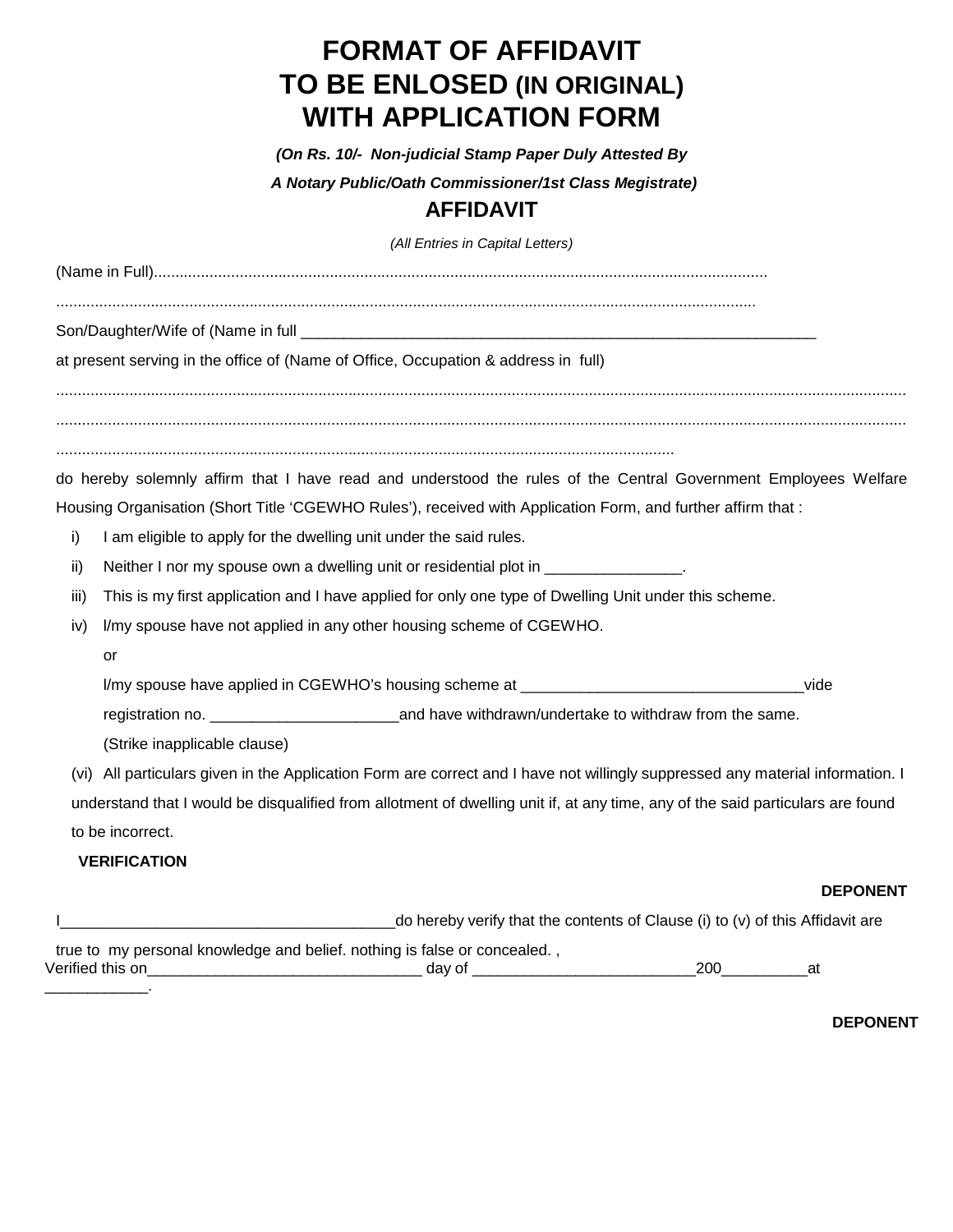# FORMAT OF AFFIDAVIT
# TO BE ENLOSED (IN ORIGINAL)
# WITH APPLICATION FORM

***(On Rs. 10/- Non-judicial Stamp Paper Duly Attested By***

***A Notary Public/Oath Commissioner/1st Class Megistrate)***

## AFFIDAVIT

*(All Entries in Capital Letters)*

(Name in Full)..............................................................................................................................................

..................................................................................................................................................................

Son/Daughter/Wife of (Name in full ______________________________________________________________

at present serving in the office of (Name of Office, Occupation & address in full)

...................................................................................................................................................................................................

...................................................................................................................................................................................................

..............................................................................................................................................

do hereby solemnly affirm that I have read and understood the rules of the Central Government Employees Welfare Housing Organisation (Short Title 'CGEWHO Rules'), received with Application Form, and further affirm that :

i) I am eligible to apply for the dwelling unit under the said rules.

ii) Neither I nor my spouse own a dwelling unit or residential plot in ________________.

iii) This is my first application and I have applied for only one type of Dwelling Unit under this scheme.

iv) I/my spouse have not applied in any other housing scheme of CGEWHO.

or

I/my spouse have applied in CGEWHO's housing scheme at _________________________________vide registration no. _____________________and have withdrawn/undertake to withdraw from the same.

(Strike inapplicable clause)

(vi) All particulars given in the Application Form are correct and I have not willingly suppressed any material information. I understand that I would be disqualified from allotment of dwelling unit if, at any time, any of the said particulars are found to be incorrect.

**VERIFICATION**

**DEPONENT**

I______________________________________do hereby verify that the contents of Clause (i) to (v) of this Affidavit are true to my personal knowledge and belief. nothing is false or concealed. ,

Verified this on________________________________ day of __________________________200__________at ____________.

**DEPONENT**